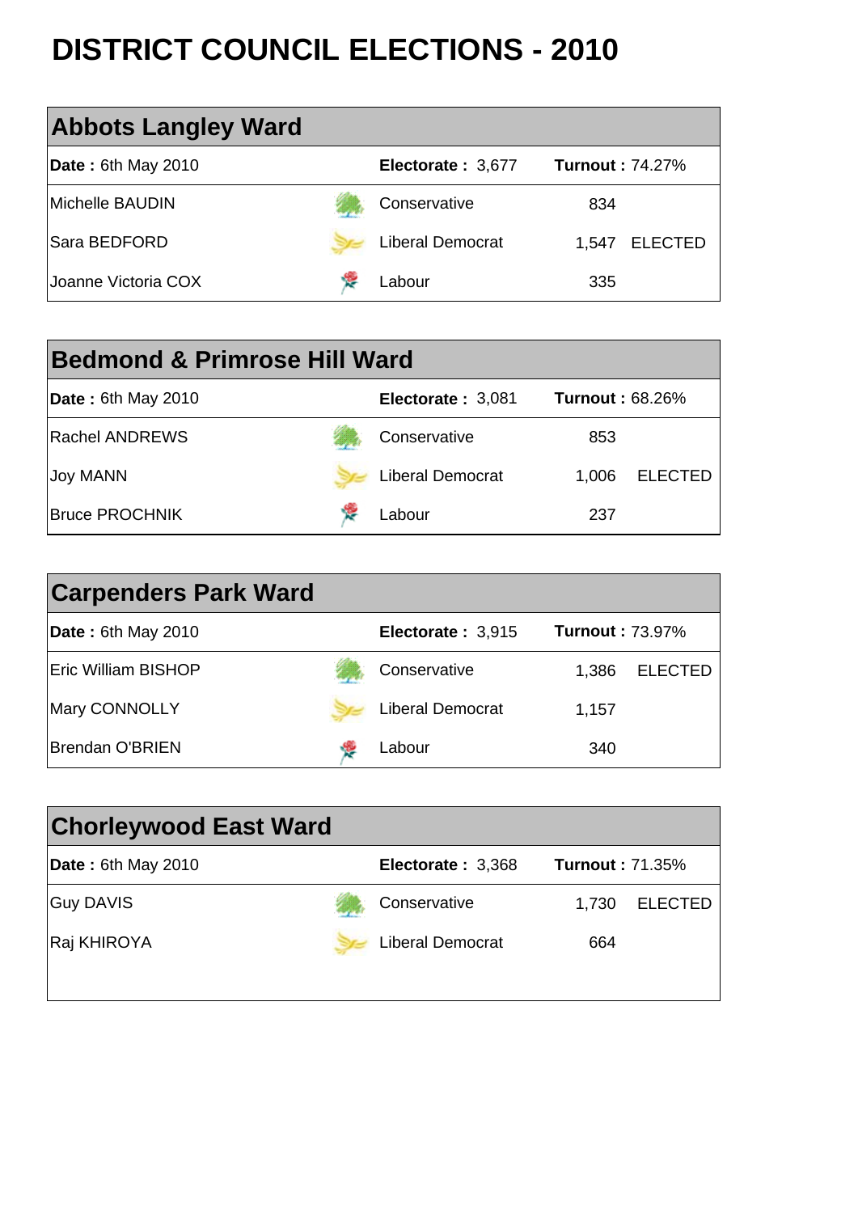# DISTRICT COUNCIL ELECTIONS - 2010

## Abbots Langley Ward

| **Date :** 6th May 2010 | **Electorate :** 3,677 | **Turnout :** 74.27% | |
|---|---|---|---|
| Michelle BAUDIN | Conservative | 834 | |
| Sara BEDFORD | Liberal Democrat | 1,547 | ELECTED |
| Joanne Victoria COX | Labour | 335 | |

## Bedmond & Primrose Hill Ward

| **Date :** 6th May 2010 | **Electorate :** 3,081 | **Turnout :** 68.26% | |
|---|---|---|---|
| Rachel ANDREWS | Conservative | 853 | |
| Joy MANN | Liberal Democrat | 1,006 | ELECTED |
| Bruce PROCHNIK | Labour | 237 | |

## Carpenders Park Ward

| **Date :** 6th May 2010 | **Electorate :** 3,915 | **Turnout :** 73.97% | |
|---|---|---|---|
| Eric William BISHOP | Conservative | 1,386 | ELECTED |
| Mary CONNOLLY | Liberal Democrat | 1,157 | |
| Brendan O'BRIEN | Labour | 340 | |

## Chorleywood East Ward

| **Date :** 6th May 2010 | **Electorate :** 3,368 | **Turnout :** 71.35% | |
|---|---|---|---|
| Guy DAVIS | Conservative | 1,730 | ELECTED |
| Raj KHIROYA | Liberal Democrat | 664 | |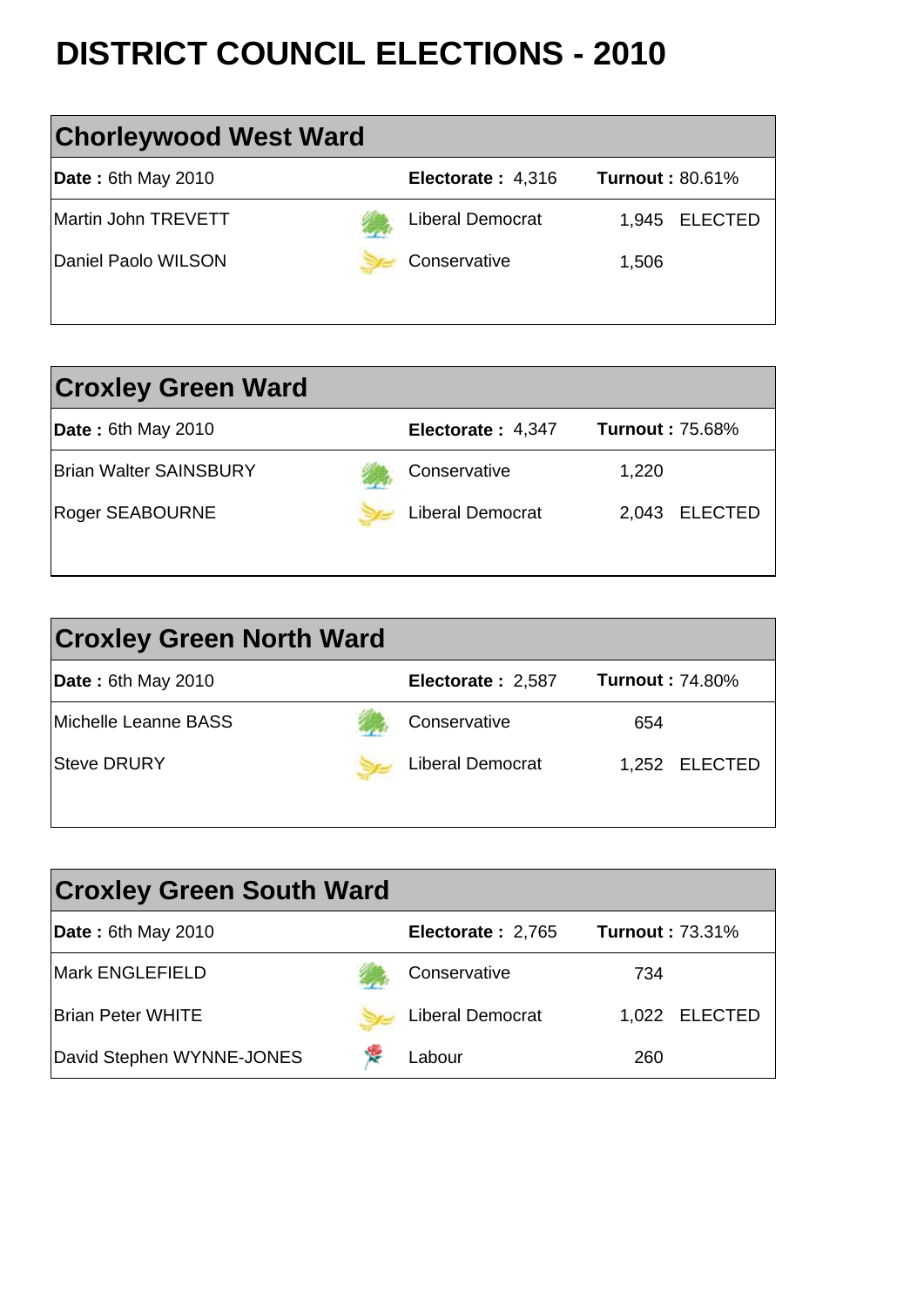# DISTRICT COUNCIL ELECTIONS - 2010

## Chorleywood West Ward

| **Date :** 6th May 2010 | **Electorate :** 4,316 | **Turnout :** 80.61% | |
|---|---|---|---|
| Martin John TREVETT | Liberal Democrat | 1,945 | ELECTED |
| Daniel Paolo WILSON | Conservative | 1,506 | |

## Croxley Green Ward

| **Date :** 6th May 2010 | **Electorate :** 4,347 | **Turnout :** 75.68% | |
|---|---|---|---|
| Brian Walter SAINSBURY | Conservative | 1,220 | |
| Roger SEABOURNE | Liberal Democrat | 2,043 | ELECTED |

## Croxley Green North Ward

| **Date :** 6th May 2010 | **Electorate :** 2,587 | **Turnout :** 74.80% | |
|---|---|---|---|
| Michelle Leanne BASS | Conservative | 654 | |
| Steve DRURY | Liberal Democrat | 1,252 | ELECTED |

## Croxley Green South Ward

| **Date :** 6th May 2010 | **Electorate :** 2,765 | **Turnout :** 73.31% | |
|---|---|---|---|
| Mark ENGLEFIELD | Conservative | 734 | |
| Brian Peter WHITE | Liberal Democrat | 1,022 | ELECTED |
| David Stephen WYNNE-JONES | Labour | 260 | |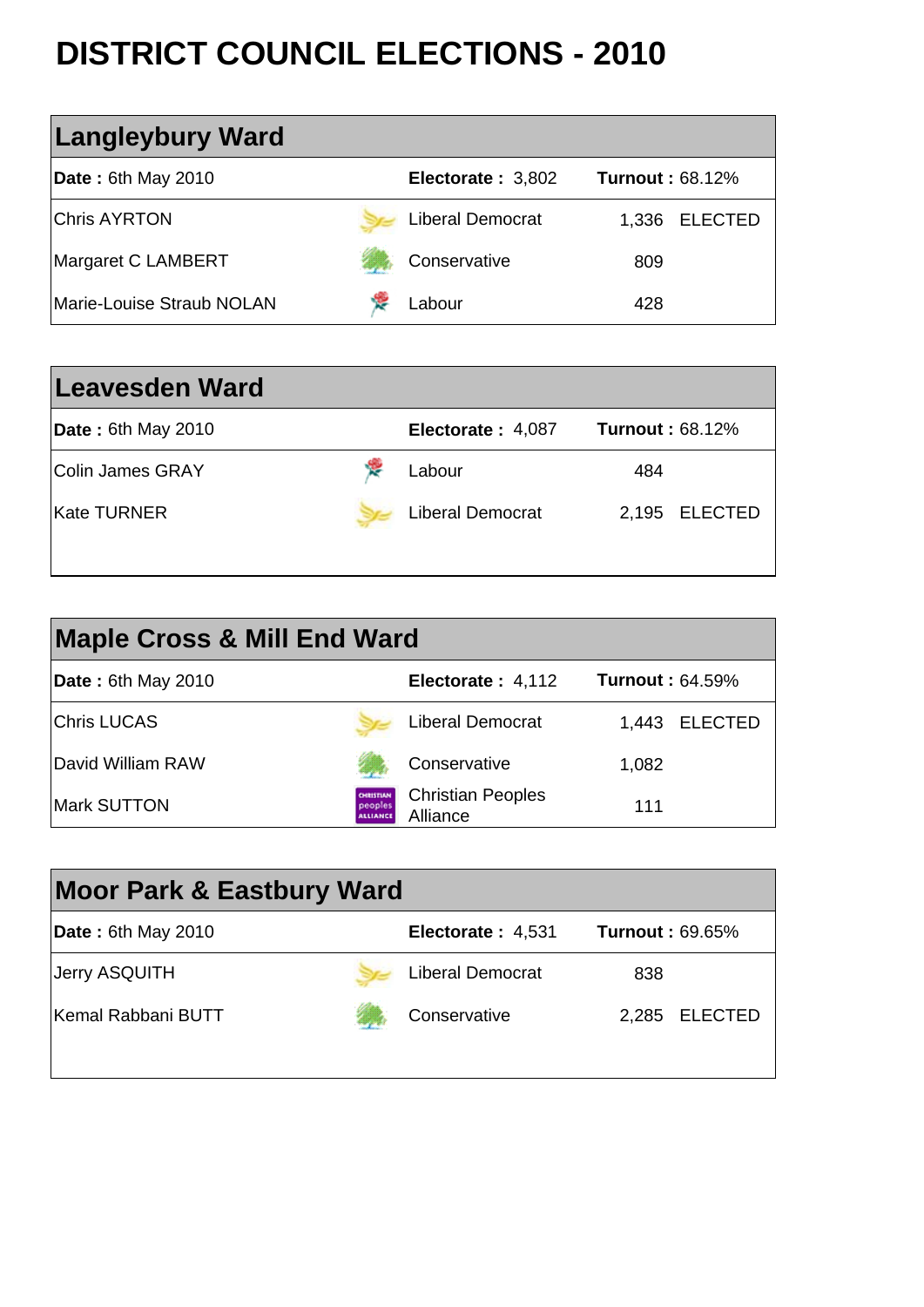# DISTRICT COUNCIL ELECTIONS - 2010

## Langleybury Ward

| **Date :** 6th May 2010 | **Electorate :** 3,802 | **Turnout :** 68.12% | |
|---|---|---|---|
| Chris AYRTON | Liberal Democrat | 1,336 | ELECTED |
| Margaret C LAMBERT | Conservative | 809 | |
| Marie-Louise Straub NOLAN | Labour | 428 | |

## Leavesden Ward

| **Date :** 6th May 2010 | **Electorate :** 4,087 | **Turnout :** 68.12% | |
|---|---|---|---|
| Colin James GRAY | Labour | 484 | |
| Kate TURNER | Liberal Democrat | 2,195 | ELECTED |

## Maple Cross & Mill End Ward

| **Date :** 6th May 2010 | **Electorate :** 4,112 | **Turnout :** 64.59% | |
|---|---|---|---|
| Chris LUCAS | Liberal Democrat | 1,443 | ELECTED |
| David William RAW | Conservative | 1,082 | |
| Mark SUTTON | Christian Peoples Alliance | 111 | |

## Moor Park & Eastbury Ward

| **Date :** 6th May 2010 | **Electorate :** 4,531 | **Turnout :** 69.65% | |
|---|---|---|---|
| Jerry ASQUITH | Liberal Democrat | 838 | |
| Kemal Rabbani BUTT | Conservative | 2,285 | ELECTED |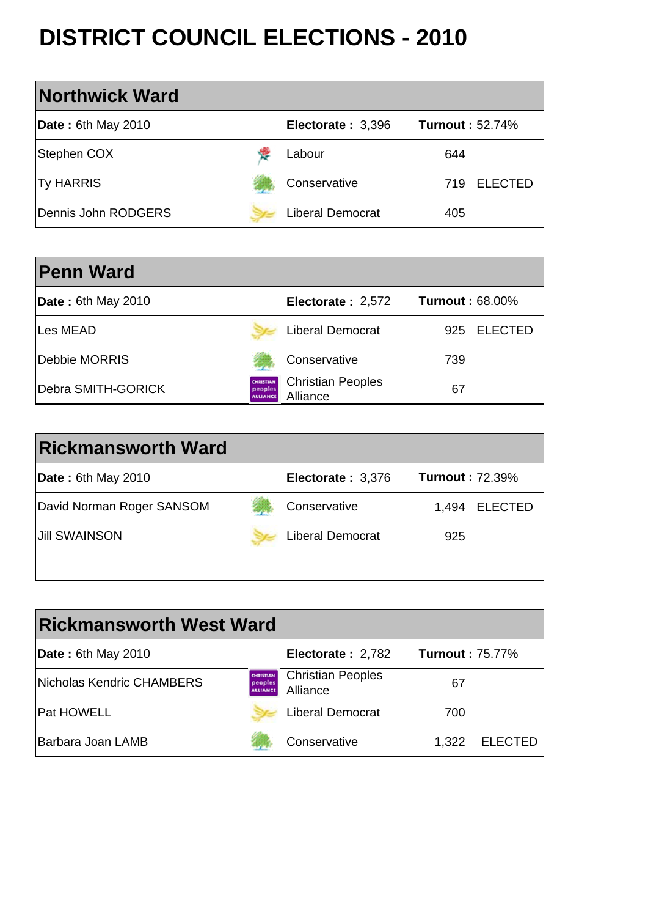# DISTRICT COUNCIL ELECTIONS - 2010

## Northwick Ward

| **Date :** 6th May 2010 | **Electorate :** 3,396 | **Turnout :** 52.74% | |
|---|---|---|---|
| Stephen COX | Labour | 644 | |
| Ty HARRIS | Conservative | 719 | ELECTED |
| Dennis John RODGERS | Liberal Democrat | 405 | |

## Penn Ward

| **Date :** 6th May 2010 | **Electorate :** 2,572 | **Turnout :** 68.00% | |
|---|---|---|---|
| Les MEAD | Liberal Democrat | 925 | ELECTED |
| Debbie MORRIS | Conservative | 739 | |
| Debra SMITH-GORICK | Christian Peoples Alliance | 67 | |

## Rickmansworth Ward

| **Date :** 6th May 2010 | **Electorate :** 3,376 | **Turnout :** 72.39% | |
|---|---|---|---|
| David Norman Roger SANSOM | Conservative | 1,494 | ELECTED |
| Jill SWAINSON | Liberal Democrat | 925 | |

## Rickmansworth West Ward

| **Date :** 6th May 2010 | **Electorate :** 2,782 | **Turnout :** 75.77% | |
|---|---|---|---|
| Nicholas Kendric CHAMBERS | Christian Peoples Alliance | 67 | |
| Pat HOWELL | Liberal Democrat | 700 | |
| Barbara Joan LAMB | Conservative | 1,322 | ELECTED |